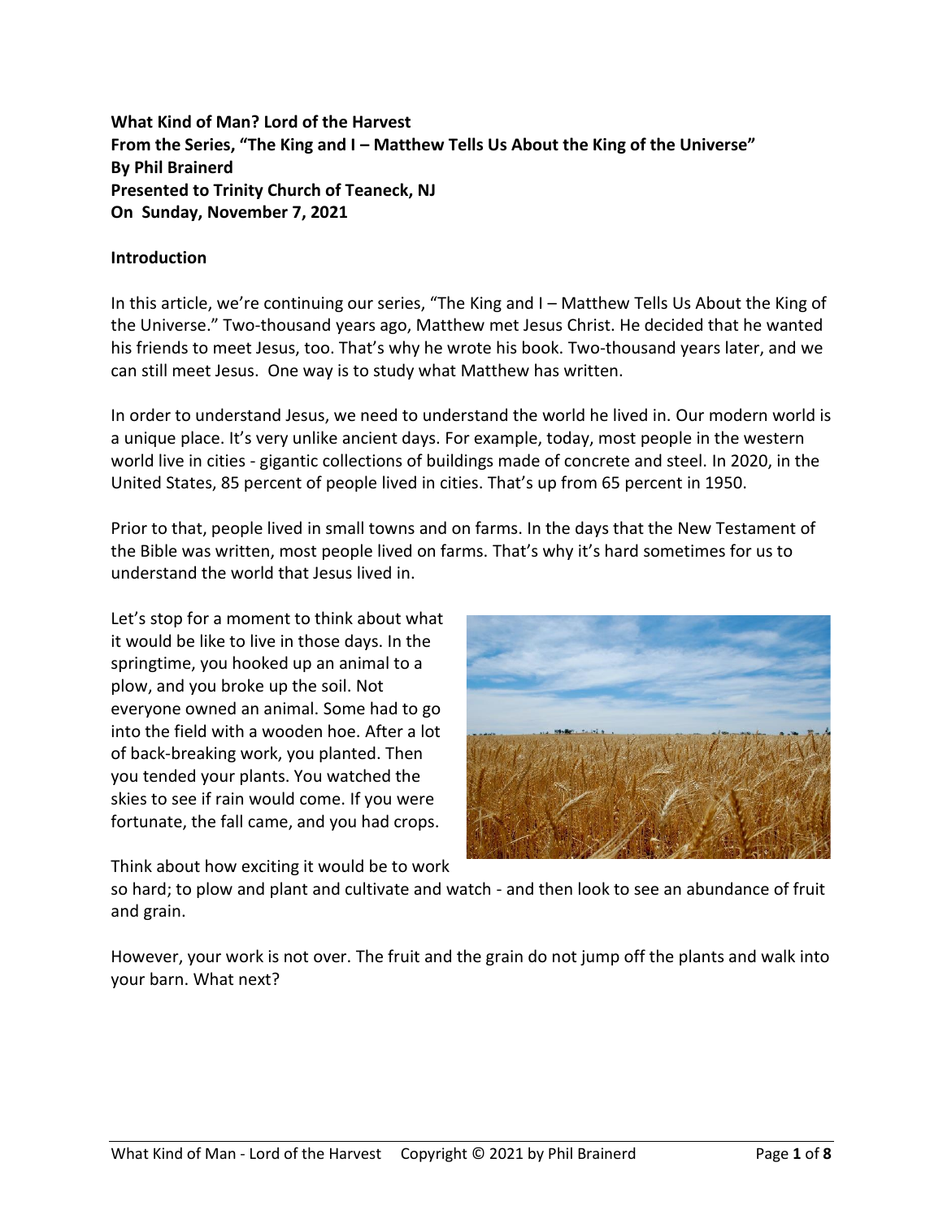**What Kind of Man? Lord of the Harvest**
**From the Series, "The King and I – Matthew Tells Us About the King of the Universe"**
**By Phil Brainerd**
**Presented to Trinity Church of Teaneck, NJ**
**On Sunday, November 7, 2021**

## Introduction

In this article, we're continuing our series, "The King and I – Matthew Tells Us About the King of the Universe." Two-thousand years ago, Matthew met Jesus Christ. He decided that he wanted his friends to meet Jesus, too. That's why he wrote his book. Two-thousand years later, and we can still meet Jesus. One way is to study what Matthew has written.

In order to understand Jesus, we need to understand the world he lived in. Our modern world is a unique place. It's very unlike ancient days. For example, today, most people in the western world live in cities - gigantic collections of buildings made of concrete and steel. In 2020, in the United States, 85 percent of people lived in cities. That's up from 65 percent in 1950.

Prior to that, people lived in small towns and on farms. In the days that the New Testament of the Bible was written, most people lived on farms. That's why it's hard sometimes for us to understand the world that Jesus lived in.

Let's stop for a moment to think about what it would be like to live in those days. In the springtime, you hooked up an animal to a plow, and you broke up the soil. Not everyone owned an animal. Some had to go into the field with a wooden hoe. After a lot of back-breaking work, you planted. Then you tended your plants. You watched the skies to see if rain would come. If you were fortunate, the fall came, and you had crops.

Think about how exciting it would be to work so hard; to plow and plant and cultivate and watch - and then look to see an abundance of fruit and grain.

However, your work is not over. The fruit and the grain do not jump off the plants and walk into your barn. What next?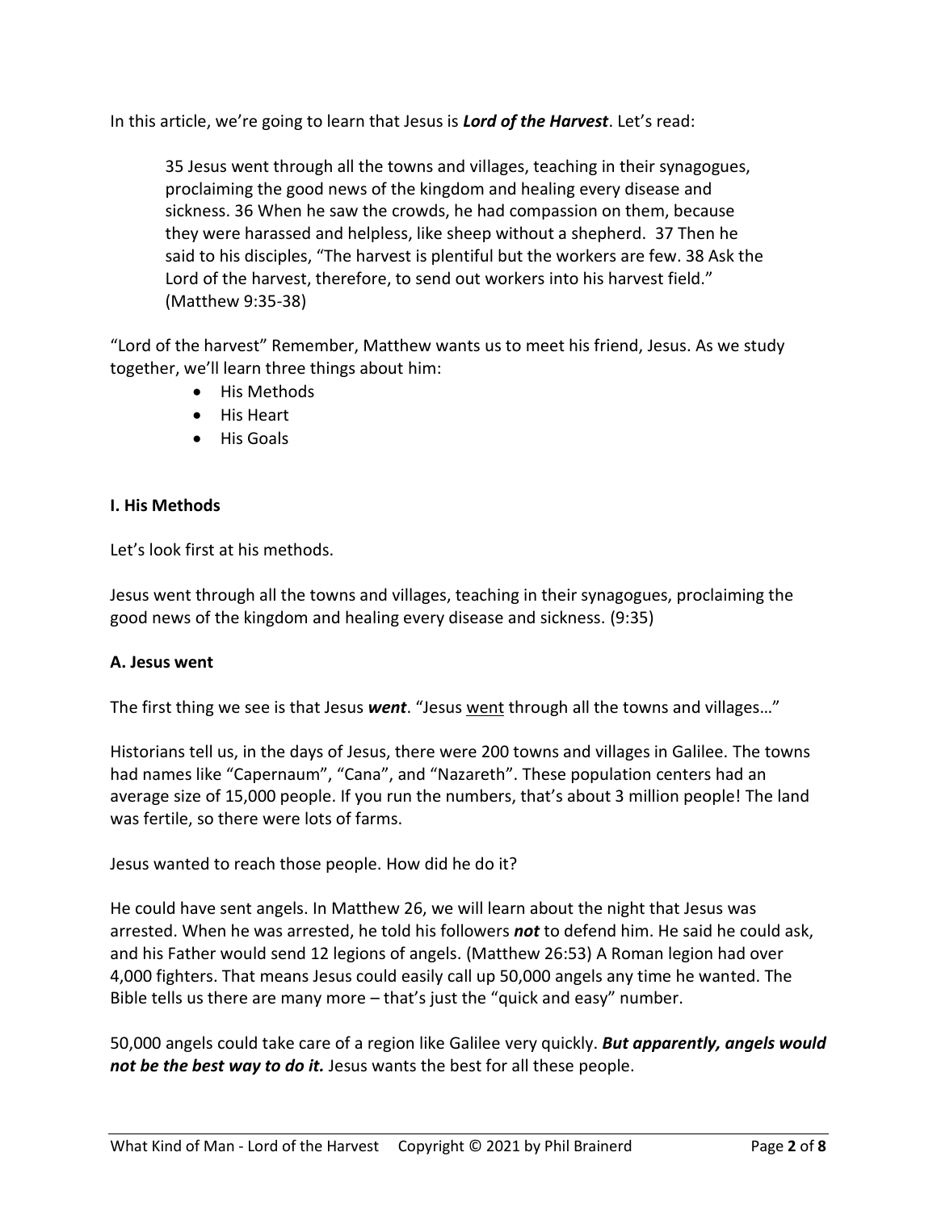In this article, we're going to learn that Jesus is ***Lord of the Harvest***. Let's read:

> 35 Jesus went through all the towns and villages, teaching in their synagogues, proclaiming the good news of the kingdom and healing every disease and sickness. 36 When he saw the crowds, he had compassion on them, because they were harassed and helpless, like sheep without a shepherd. 37 Then he said to his disciples, "The harvest is plentiful but the workers are few. 38 Ask the Lord of the harvest, therefore, to send out workers into his harvest field." (Matthew 9:35-38)

"Lord of the harvest" Remember, Matthew wants us to meet his friend, Jesus. As we study together, we'll learn three things about him:

- His Methods
- His Heart
- His Goals

**I. His Methods**

Let's look first at his methods.

Jesus went through all the towns and villages, teaching in their synagogues, proclaiming the good news of the kingdom and healing every disease and sickness. (9:35)

**A. Jesus went**

The first thing we see is that Jesus ***went***. "Jesus <u>went</u> through all the towns and villages…"

Historians tell us, in the days of Jesus, there were 200 towns and villages in Galilee. The towns had names like "Capernaum", "Cana", and "Nazareth". These population centers had an average size of 15,000 people. If you run the numbers, that's about 3 million people! The land was fertile, so there were lots of farms.

Jesus wanted to reach those people. How did he do it?

He could have sent angels. In Matthew 26, we will learn about the night that Jesus was arrested. When he was arrested, he told his followers ***not*** to defend him. He said he could ask, and his Father would send 12 legions of angels. (Matthew 26:53) A Roman legion had over 4,000 fighters. That means Jesus could easily call up 50,000 angels any time he wanted. The Bible tells us there are many more – that's just the "quick and easy" number.

50,000 angels could take care of a region like Galilee very quickly. ***But apparently, angels would not be the best way to do it.*** Jesus wants the best for all these people.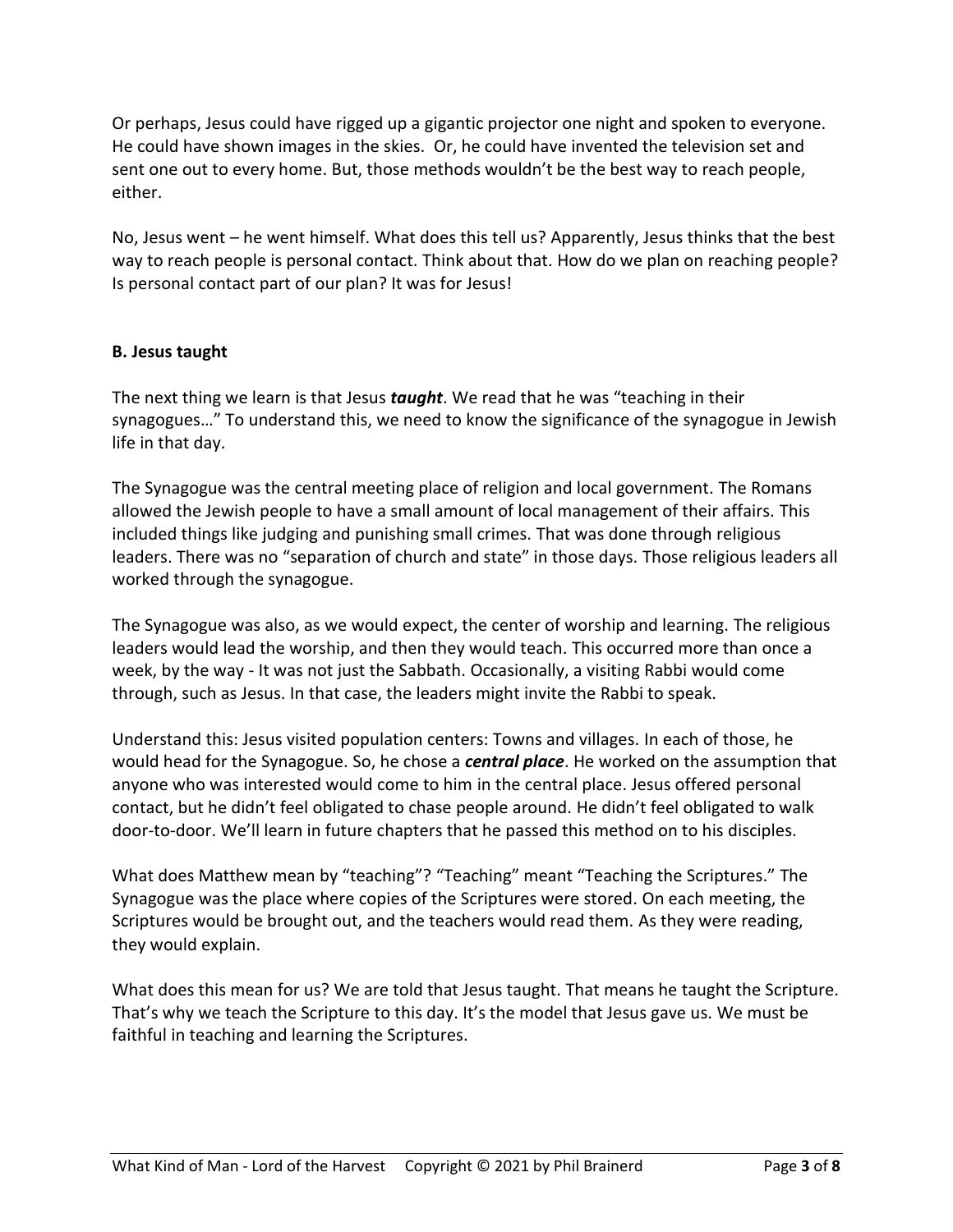Or perhaps, Jesus could have rigged up a gigantic projector one night and spoken to everyone. He could have shown images in the skies.  Or, he could have invented the television set and sent one out to every home. But, those methods wouldn't be the best way to reach people, either.

No, Jesus went – he went himself. What does this tell us? Apparently, Jesus thinks that the best way to reach people is personal contact. Think about that. How do we plan on reaching people? Is personal contact part of our plan? It was for Jesus!

**B. Jesus taught**

The next thing we learn is that Jesus ***taught***. We read that he was "teaching in their synagogues…" To understand this, we need to know the significance of the synagogue in Jewish life in that day.

The Synagogue was the central meeting place of religion and local government. The Romans allowed the Jewish people to have a small amount of local management of their affairs. This included things like judging and punishing small crimes. That was done through religious leaders. There was no "separation of church and state" in those days. Those religious leaders all worked through the synagogue.

The Synagogue was also, as we would expect, the center of worship and learning. The religious leaders would lead the worship, and then they would teach. This occurred more than once a week, by the way - It was not just the Sabbath. Occasionally, a visiting Rabbi would come through, such as Jesus. In that case, the leaders might invite the Rabbi to speak.

Understand this: Jesus visited population centers: Towns and villages. In each of those, he would head for the Synagogue. So, he chose a ***central place***. He worked on the assumption that anyone who was interested would come to him in the central place. Jesus offered personal contact, but he didn't feel obligated to chase people around. He didn't feel obligated to walk door-to-door. We'll learn in future chapters that he passed this method on to his disciples.

What does Matthew mean by "teaching"? "Teaching" meant "Teaching the Scriptures." The Synagogue was the place where copies of the Scriptures were stored. On each meeting, the Scriptures would be brought out, and the teachers would read them. As they were reading, they would explain.

What does this mean for us? We are told that Jesus taught. That means he taught the Scripture. That's why we teach the Scripture to this day. It's the model that Jesus gave us. We must be faithful in teaching and learning the Scriptures.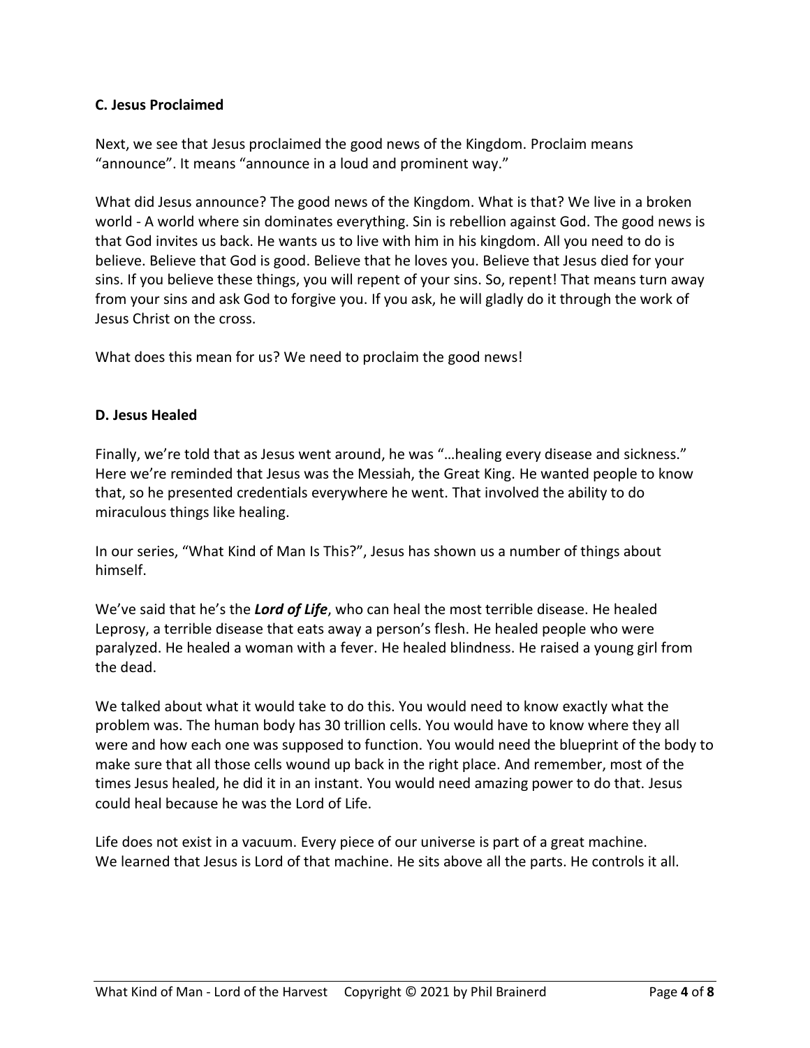### C. Jesus Proclaimed

Next, we see that Jesus proclaimed the good news of the Kingdom. Proclaim means "announce". It means "announce in a loud and prominent way."

What did Jesus announce? The good news of the Kingdom. What is that? We live in a broken world - A world where sin dominates everything. Sin is rebellion against God. The good news is that God invites us back. He wants us to live with him in his kingdom. All you need to do is believe. Believe that God is good. Believe that he loves you. Believe that Jesus died for your sins. If you believe these things, you will repent of your sins. So, repent! That means turn away from your sins and ask God to forgive you. If you ask, he will gladly do it through the work of Jesus Christ on the cross.

What does this mean for us? We need to proclaim the good news!

### D. Jesus Healed

Finally, we're told that as Jesus went around, he was "…healing every disease and sickness." Here we're reminded that Jesus was the Messiah, the Great King. He wanted people to know that, so he presented credentials everywhere he went. That involved the ability to do miraculous things like healing.

In our series, "What Kind of Man Is This?", Jesus has shown us a number of things about himself.

We've said that he's the ***Lord of Life***, who can heal the most terrible disease. He healed Leprosy, a terrible disease that eats away a person's flesh. He healed people who were paralyzed. He healed a woman with a fever. He healed blindness. He raised a young girl from the dead.

We talked about what it would take to do this. You would need to know exactly what the problem was. The human body has 30 trillion cells. You would have to know where they all were and how each one was supposed to function. You would need the blueprint of the body to make sure that all those cells wound up back in the right place. And remember, most of the times Jesus healed, he did it in an instant. You would need amazing power to do that. Jesus could heal because he was the Lord of Life.

Life does not exist in a vacuum. Every piece of our universe is part of a great machine. We learned that Jesus is Lord of that machine. He sits above all the parts. He controls it all.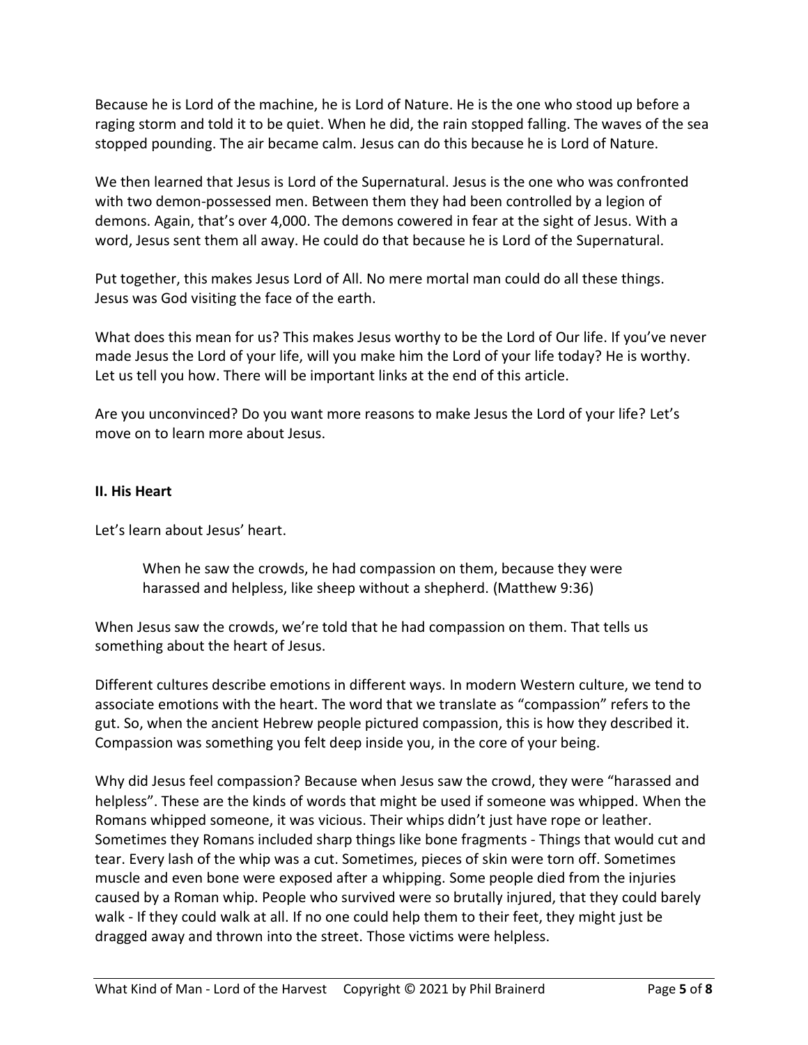Because he is Lord of the machine, he is Lord of Nature. He is the one who stood up before a raging storm and told it to be quiet. When he did, the rain stopped falling. The waves of the sea stopped pounding. The air became calm. Jesus can do this because he is Lord of Nature.

We then learned that Jesus is Lord of the Supernatural. Jesus is the one who was confronted with two demon-possessed men. Between them they had been controlled by a legion of demons. Again, that's over 4,000. The demons cowered in fear at the sight of Jesus. With a word, Jesus sent them all away. He could do that because he is Lord of the Supernatural.

Put together, this makes Jesus Lord of All. No mere mortal man could do all these things. Jesus was God visiting the face of the earth.

What does this mean for us? This makes Jesus worthy to be the Lord of Our life. If you've never made Jesus the Lord of your life, will you make him the Lord of your life today? He is worthy. Let us tell you how. There will be important links at the end of this article.

Are you unconvinced? Do you want more reasons to make Jesus the Lord of your life? Let's move on to learn more about Jesus.

### II. His Heart

Let's learn about Jesus' heart.

> When he saw the crowds, he had compassion on them, because they were harassed and helpless, like sheep without a shepherd. (Matthew 9:36)

When Jesus saw the crowds, we're told that he had compassion on them. That tells us something about the heart of Jesus.

Different cultures describe emotions in different ways. In modern Western culture, we tend to associate emotions with the heart. The word that we translate as "compassion" refers to the gut. So, when the ancient Hebrew people pictured compassion, this is how they described it. Compassion was something you felt deep inside you, in the core of your being.

Why did Jesus feel compassion? Because when Jesus saw the crowd, they were "harassed and helpless". These are the kinds of words that might be used if someone was whipped. When the Romans whipped someone, it was vicious. Their whips didn't just have rope or leather. Sometimes they Romans included sharp things like bone fragments - Things that would cut and tear. Every lash of the whip was a cut. Sometimes, pieces of skin were torn off. Sometimes muscle and even bone were exposed after a whipping. Some people died from the injuries caused by a Roman whip. People who survived were so brutally injured, that they could barely walk - If they could walk at all. If no one could help them to their feet, they might just be dragged away and thrown into the street. Those victims were helpless.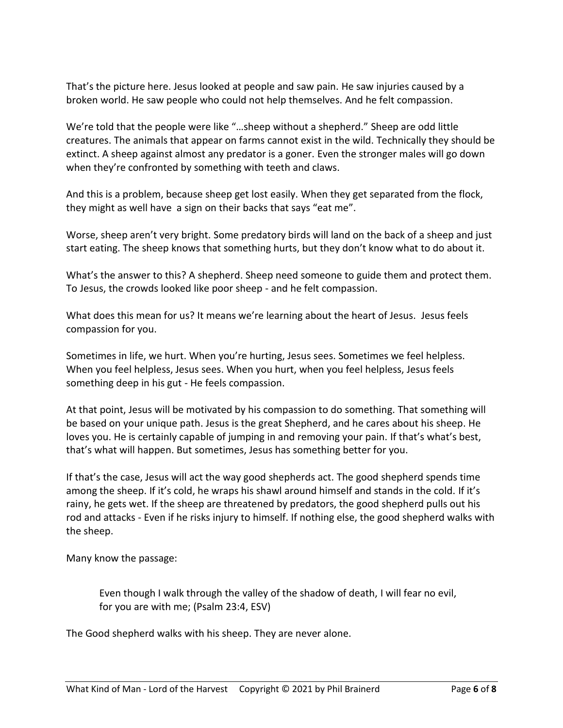That's the picture here. Jesus looked at people and saw pain. He saw injuries caused by a broken world. He saw people who could not help themselves. And he felt compassion.

We're told that the people were like "…sheep without a shepherd." Sheep are odd little creatures. The animals that appear on farms cannot exist in the wild. Technically they should be extinct. A sheep against almost any predator is a goner. Even the stronger males will go down when they're confronted by something with teeth and claws.

And this is a problem, because sheep get lost easily. When they get separated from the flock, they might as well have a sign on their backs that says "eat me".

Worse, sheep aren't very bright. Some predatory birds will land on the back of a sheep and just start eating. The sheep knows that something hurts, but they don't know what to do about it.

What's the answer to this? A shepherd. Sheep need someone to guide them and protect them. To Jesus, the crowds looked like poor sheep - and he felt compassion.

What does this mean for us? It means we're learning about the heart of Jesus. Jesus feels compassion for you.

Sometimes in life, we hurt. When you're hurting, Jesus sees. Sometimes we feel helpless. When you feel helpless, Jesus sees. When you hurt, when you feel helpless, Jesus feels something deep in his gut - He feels compassion.

At that point, Jesus will be motivated by his compassion to do something. That something will be based on your unique path. Jesus is the great Shepherd, and he cares about his sheep. He loves you. He is certainly capable of jumping in and removing your pain. If that's what's best, that's what will happen. But sometimes, Jesus has something better for you.

If that's the case, Jesus will act the way good shepherds act. The good shepherd spends time among the sheep. If it's cold, he wraps his shawl around himself and stands in the cold. If it's rainy, he gets wet. If the sheep are threatened by predators, the good shepherd pulls out his rod and attacks - Even if he risks injury to himself. If nothing else, the good shepherd walks with the sheep.

Many know the passage:

> Even though I walk through the valley of the shadow of death, I will fear no evil,
> for you are with me; (Psalm 23:4, ESV)

The Good shepherd walks with his sheep. They are never alone.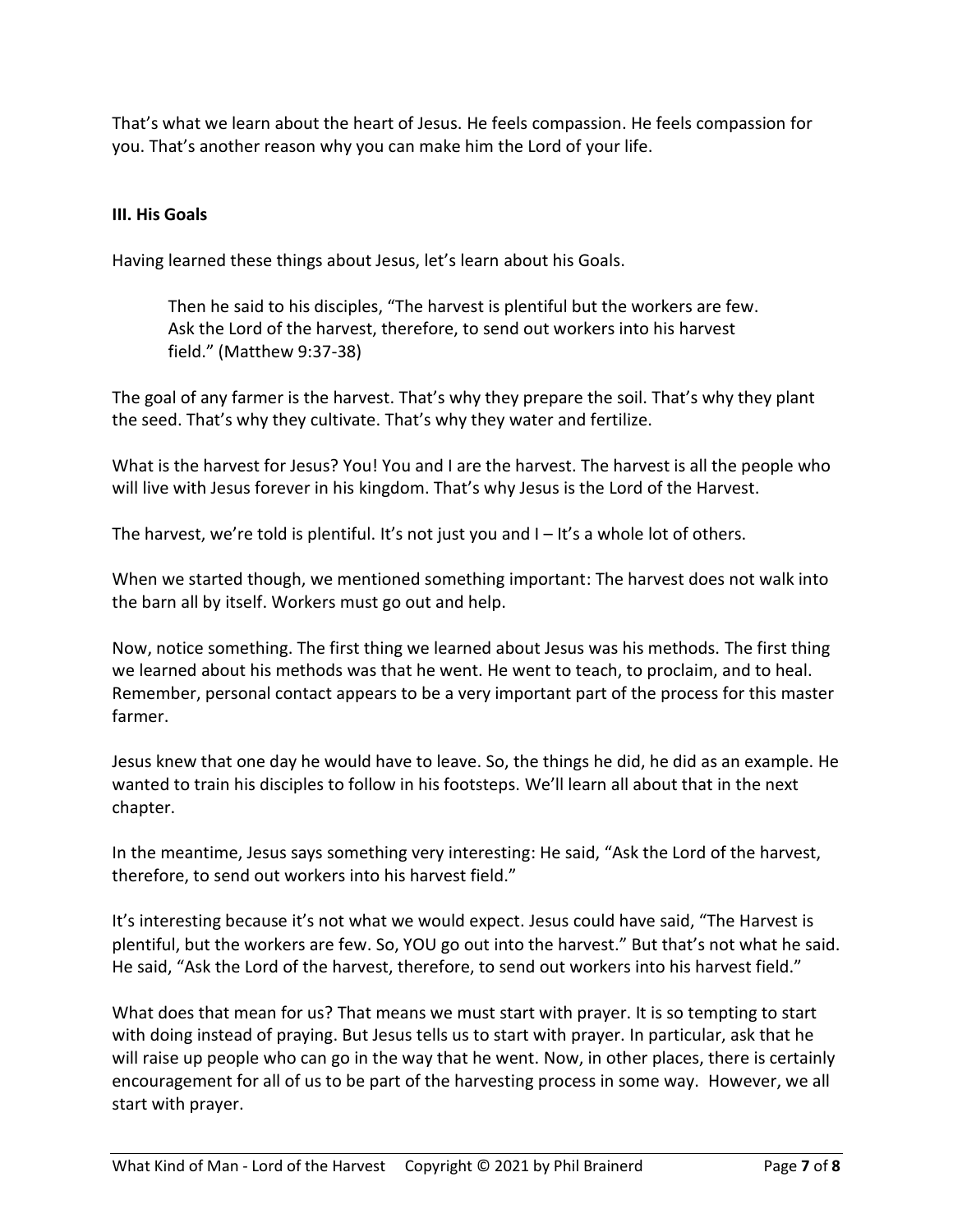That's what we learn about the heart of Jesus. He feels compassion. He feels compassion for you. That's another reason why you can make him the Lord of your life.

**III. His Goals**

Having learned these things about Jesus, let's learn about his Goals.

> Then he said to his disciples, "The harvest is plentiful but the workers are few. Ask the Lord of the harvest, therefore, to send out workers into his harvest field." (Matthew 9:37-38)

The goal of any farmer is the harvest. That's why they prepare the soil. That's why they plant the seed. That's why they cultivate. That's why they water and fertilize.

What is the harvest for Jesus? You! You and I are the harvest. The harvest is all the people who will live with Jesus forever in his kingdom. That's why Jesus is the Lord of the Harvest.

The harvest, we're told is plentiful. It's not just you and I – It's a whole lot of others.

When we started though, we mentioned something important: The harvest does not walk into the barn all by itself. Workers must go out and help.

Now, notice something. The first thing we learned about Jesus was his methods. The first thing we learned about his methods was that he went. He went to teach, to proclaim, and to heal. Remember, personal contact appears to be a very important part of the process for this master farmer.

Jesus knew that one day he would have to leave. So, the things he did, he did as an example. He wanted to train his disciples to follow in his footsteps. We'll learn all about that in the next chapter.

In the meantime, Jesus says something very interesting: He said, "Ask the Lord of the harvest, therefore, to send out workers into his harvest field."

It's interesting because it's not what we would expect. Jesus could have said, "The Harvest is plentiful, but the workers are few. So, YOU go out into the harvest." But that's not what he said. He said, "Ask the Lord of the harvest, therefore, to send out workers into his harvest field."

What does that mean for us? That means we must start with prayer. It is so tempting to start with doing instead of praying. But Jesus tells us to start with prayer. In particular, ask that he will raise up people who can go in the way that he went. Now, in other places, there is certainly encouragement for all of us to be part of the harvesting process in some way. However, we all start with prayer.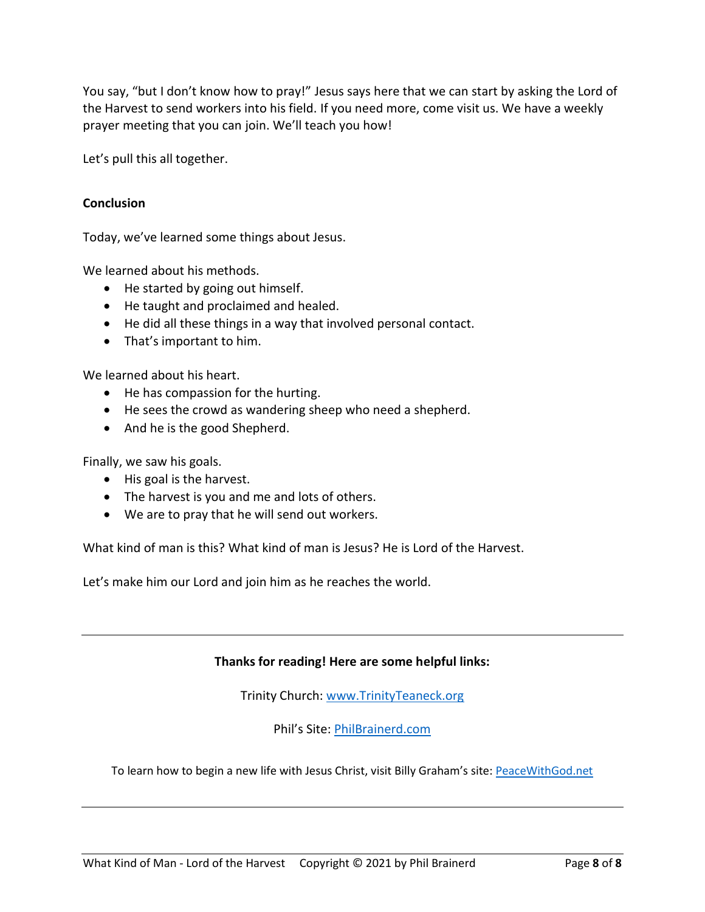You say, "but I don't know how to pray!" Jesus says here that we can start by asking the Lord of the Harvest to send workers into his field. If you need more, come visit us. We have a weekly prayer meeting that you can join. We'll teach you how!

Let's pull this all together.

**Conclusion**

Today, we've learned some things about Jesus.

We learned about his methods.

- He started by going out himself.
- He taught and proclaimed and healed.
- He did all these things in a way that involved personal contact.
- That's important to him.

We learned about his heart.

- He has compassion for the hurting.
- He sees the crowd as wandering sheep who need a shepherd.
- And he is the good Shepherd.

Finally, we saw his goals.

- His goal is the harvest.
- The harvest is you and me and lots of others.
- We are to pray that he will send out workers.

What kind of man is this? What kind of man is Jesus? He is Lord of the Harvest.

Let's make him our Lord and join him as he reaches the world.

---

**Thanks for reading! Here are some helpful links:**

Trinity Church: www.TrinityTeaneck.org

Phil's Site: PhilBrainerd.com

To learn how to begin a new life with Jesus Christ, visit Billy Graham's site: PeaceWithGod.net

---